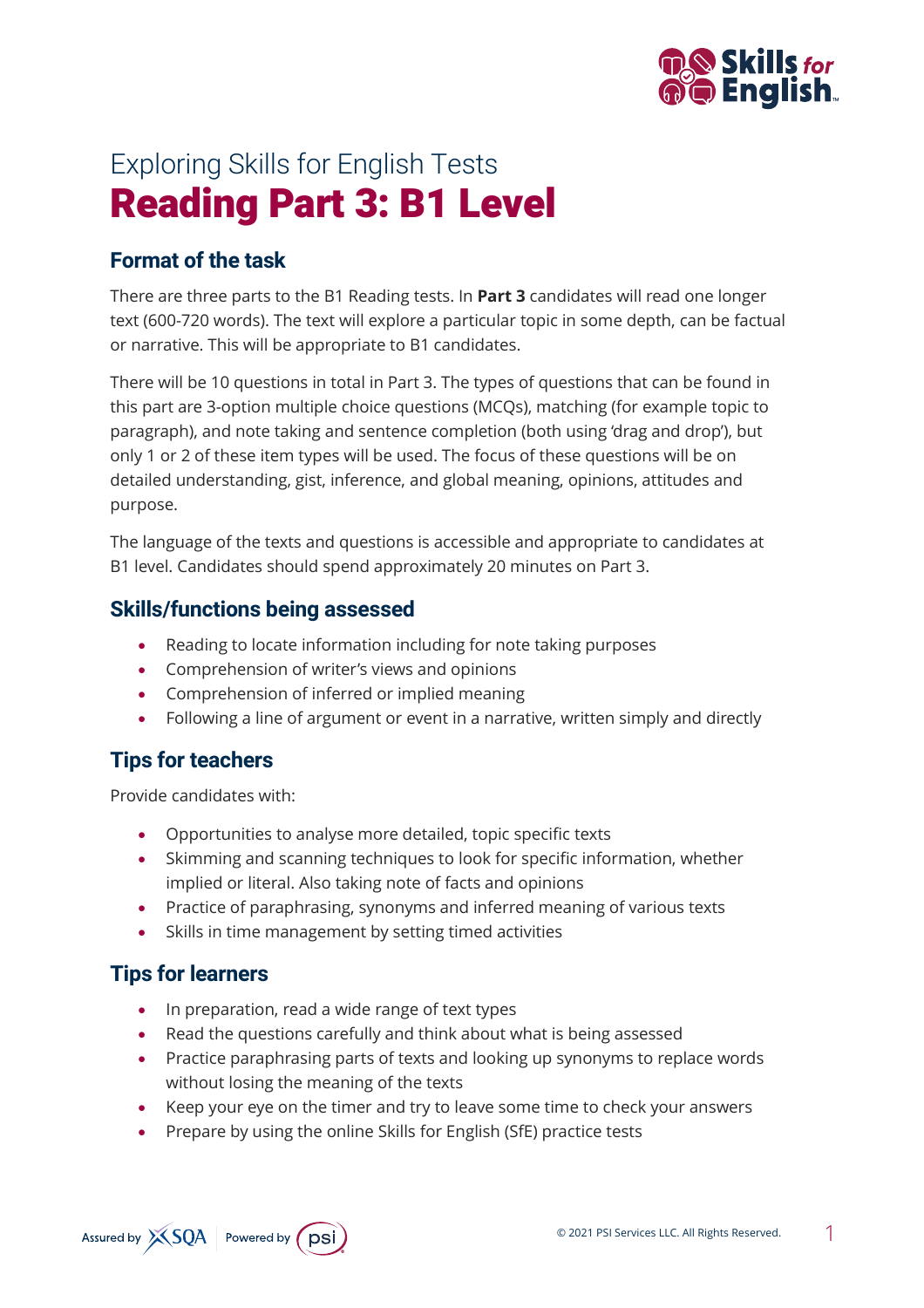Exploring Skills for English Tests

# Reading Part 3: B1 Level

## Format of the task

There are three parts to the B1 Reading tests. In **Part 3** candidates will read one longer text (600-720 words). The text will explore a particular topic in some depth, can be factual or narrative. This will be appropriate to B1 candidates.

There will be 10 questions in total in Part 3. The types of questions that can be found in this part are 3-option multiple choice questions (MCQs), matching (for example topic to paragraph), and note taking and sentence completion (both using 'drag and drop'), but only 1 or 2 of these item types will be used. The focus of these questions will be on detailed understanding, gist, inference, and global meaning, opinions, attitudes and purpose.

The language of the texts and questions is accessible and appropriate to candidates at B1 level. Candidates should spend approximately 20 minutes on Part 3.

## Skills/functions being assessed

- Reading to locate information including for note taking purposes
- Comprehension of writer's views and opinions
- Comprehension of inferred or implied meaning
- Following a line of argument or event in a narrative, written simply and directly

## Tips for teachers

Provide candidates with:

- Opportunities to analyse more detailed, topic specific texts
- Skimming and scanning techniques to look for specific information, whether implied or literal. Also taking note of facts and opinions
- Practice of paraphrasing, synonyms and inferred meaning of various texts
- Skills in time management by setting timed activities

## Tips for learners

- In preparation, read a wide range of text types
- Read the questions carefully and think about what is being assessed
- Practice paraphrasing parts of texts and looking up synonyms to replace words without losing the meaning of the texts
- Keep your eye on the timer and try to leave some time to check your answers
- Prepare by using the online Skills for English (SfE) practice tests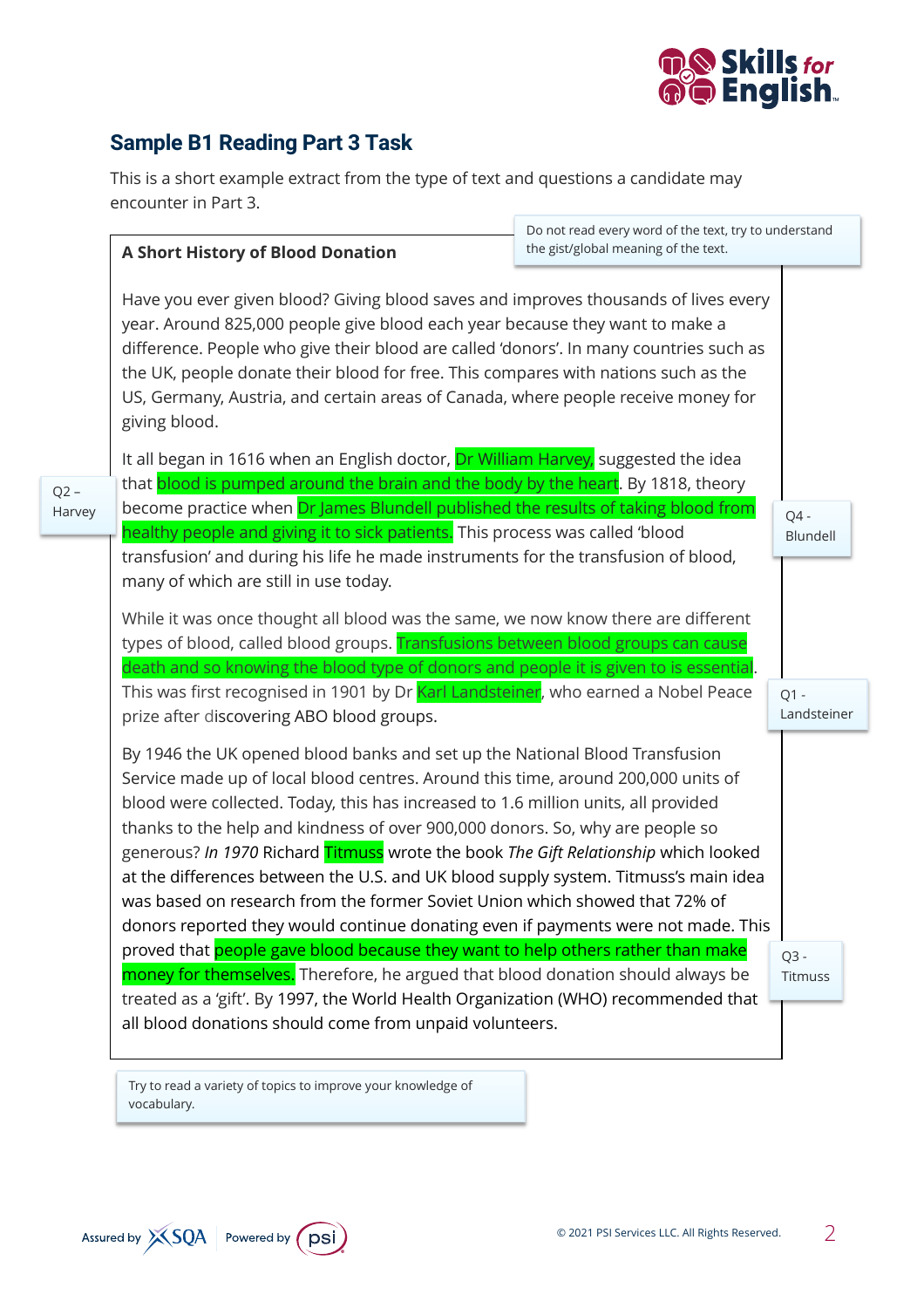## Sample B1 Reading Part 3 Task

This is a short example extract from the type of text and questions a candidate may encounter in Part 3.

> Do not read every word of the text, try to understand the gist/global meaning of the text.

**A Short History of Blood Donation**

Have you ever given blood? Giving blood saves and improves thousands of lives every year. Around 825,000 people give blood each year because they want to make a difference. People who give their blood are called 'donors'. In many countries such as the UK, people donate their blood for free. This compares with nations such as the US, Germany, Austria, and certain areas of Canada, where people receive money for giving blood.

It all began in 1616 when an English doctor, Dr William Harvey, suggested the idea that blood is pumped around the brain and the body by the heart. By 1818, theory become practice when Dr James Blundell published the results of taking blood from healthy people and giving it to sick patients. This process was called 'blood transfusion' and during his life he made instruments for the transfusion of blood, many of which are still in use today.

> Q2 – Harvey

> Q4 - Blundell

While it was once thought all blood was the same, we now know there are different types of blood, called blood groups. Transfusions between blood groups can cause death and so knowing the blood type of donors and people it is given to is essential. This was first recognised in 1901 by Dr Karl Landsteiner, who earned a Nobel Peace prize after discovering ABO blood groups.

> Q1 - Landsteiner

By 1946 the UK opened blood banks and set up the National Blood Transfusion Service made up of local blood centres. Around this time, around 200,000 units of blood were collected. Today, this has increased to 1.6 million units, all provided thanks to the help and kindness of over 900,000 donors. So, why are people so generous? *In 1970* Richard Titmuss wrote the book *The Gift Relationship* which looked at the differences between the U.S. and UK blood supply system. Titmuss's main idea was based on research from the former Soviet Union which showed that 72% of donors reported they would continue donating even if payments were not made. This proved that people gave blood because they want to help others rather than make money for themselves. Therefore, he argued that blood donation should always be treated as a 'gift'. By 1997, the World Health Organization (WHO) recommended that all blood donations should come from unpaid volunteers.

> Q3 - Titmuss

> Try to read a variety of topics to improve your knowledge of vocabulary.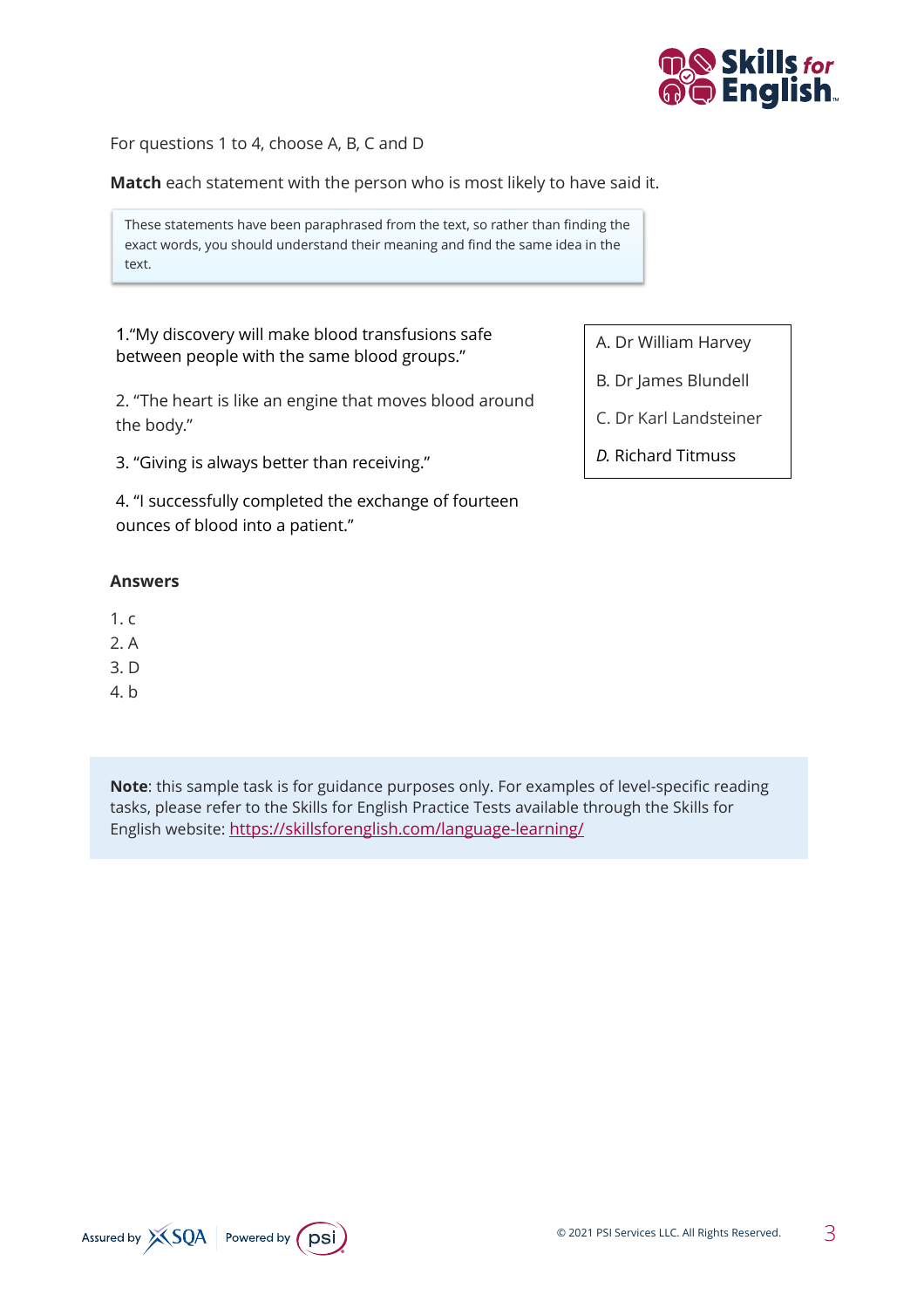For questions 1 to 4, choose A, B, C and D

**Match** each statement with the person who is most likely to have said it.

> These statements have been paraphrased from the text, so rather than finding the exact words, you should understand their meaning and find the same idea in the text.

1."My discovery will make blood transfusions safe between people with the same blood groups."

2. "The heart is like an engine that moves blood around the body."

3. "Giving is always better than receiving."

4. "I successfully completed the exchange of fourteen ounces of blood into a patient."

| |
|---|
| A. Dr William Harvey |
| B. Dr James Blundell |
| C. Dr Karl Landsteiner |
| *D.* Richard Titmuss |

**Answers**

1. c
2. A
3. D
4. b

**Note**: this sample task is for guidance purposes only. For examples of level-specific reading tasks, please refer to the Skills for English Practice Tests available through the Skills for English website: https://skillsforenglish.com/language-learning/